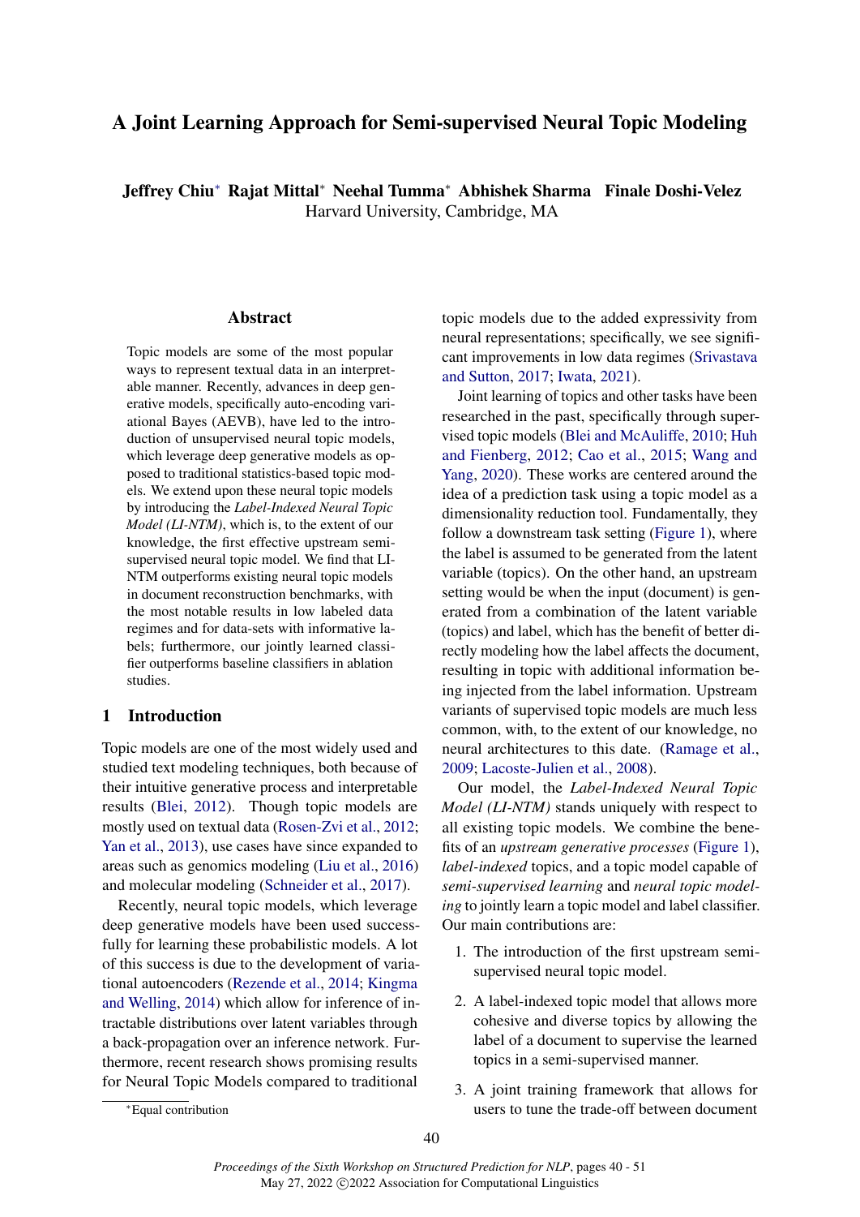# A Joint Learning Approach for Semi-supervised Neural Topic Modeling

**Jeffrey Chiu*** **Rajat Mittal*** **Neehal Tumma*** **Abhishek Sharma** **Finale Doshi-Velez**
Harvard University, Cambridge, MA

## Abstract

Topic models are some of the most popular ways to represent textual data in an interpretable manner. Recently, advances in deep generative models, specifically auto-encoding variational Bayes (AEVB), have led to the introduction of unsupervised neural topic models, which leverage deep generative models as opposed to traditional statistics-based topic models. We extend upon these neural topic models by introducing the *Label-Indexed Neural Topic Model (LI-NTM)*, which is, to the extent of our knowledge, the first effective upstream semi-supervised neural topic model. We find that LI-NTM outperforms existing neural topic models in document reconstruction benchmarks, with the most notable results in low labeled data regimes and for data-sets with informative labels; furthermore, our jointly learned classifier outperforms baseline classifiers in ablation studies.

## 1 Introduction

Topic models are one of the most widely used and studied text modeling techniques, both because of their intuitive generative process and interpretable results (Blei, 2012). Though topic models are mostly used on textual data (Rosen-Zvi et al., 2012; Yan et al., 2013), use cases have since expanded to areas such as genomics modeling (Liu et al., 2016) and molecular modeling (Schneider et al., 2017).

Recently, neural topic models, which leverage deep generative models have been used successfully for learning these probabilistic models. A lot of this success is due to the development of variational autoencoders (Rezende et al., 2014; Kingma and Welling, 2014) which allow for inference of intractable distributions over latent variables through a back-propagation over an inference network. Furthermore, recent research shows promising results for Neural Topic Models compared to traditional topic models due to the added expressivity from neural representations; specifically, we see significant improvements in low data regimes (Srivastava and Sutton, 2017; Iwata, 2021).

Joint learning of topics and other tasks have been researched in the past, specifically through supervised topic models (Blei and McAuliffe, 2010; Huh and Fienberg, 2012; Cao et al., 2015; Wang and Yang, 2020). These works are centered around the idea of a prediction task using a topic model as a dimensionality reduction tool. Fundamentally, they follow a downstream task setting (Figure 1), where the label is assumed to be generated from the latent variable (topics). On the other hand, an upstream setting would be when the input (document) is generated from a combination of the latent variable (topics) and label, which has the benefit of better directly modeling how the label affects the document, resulting in topic with additional information being injected from the label information. Upstream variants of supervised topic models are much less common, with, to the extent of our knowledge, no neural architectures to this date. (Ramage et al., 2009; Lacoste-Julien et al., 2008).

Our model, the *Label-Indexed Neural Topic Model (LI-NTM)* stands uniquely with respect to all existing topic models. We combine the benefits of an *upstream generative processes* (Figure 1), *label-indexed* topics, and a topic model capable of *semi-supervised learning* and *neural topic modeling* to jointly learn a topic model and label classifier. Our main contributions are:

1. The introduction of the first upstream semi-supervised neural topic model.
2. A label-indexed topic model that allows more cohesive and diverse topics by allowing the label of a document to supervise the learned topics in a semi-supervised manner.
3. A joint training framework that allows for users to tune the trade-off between document

*Equal contribution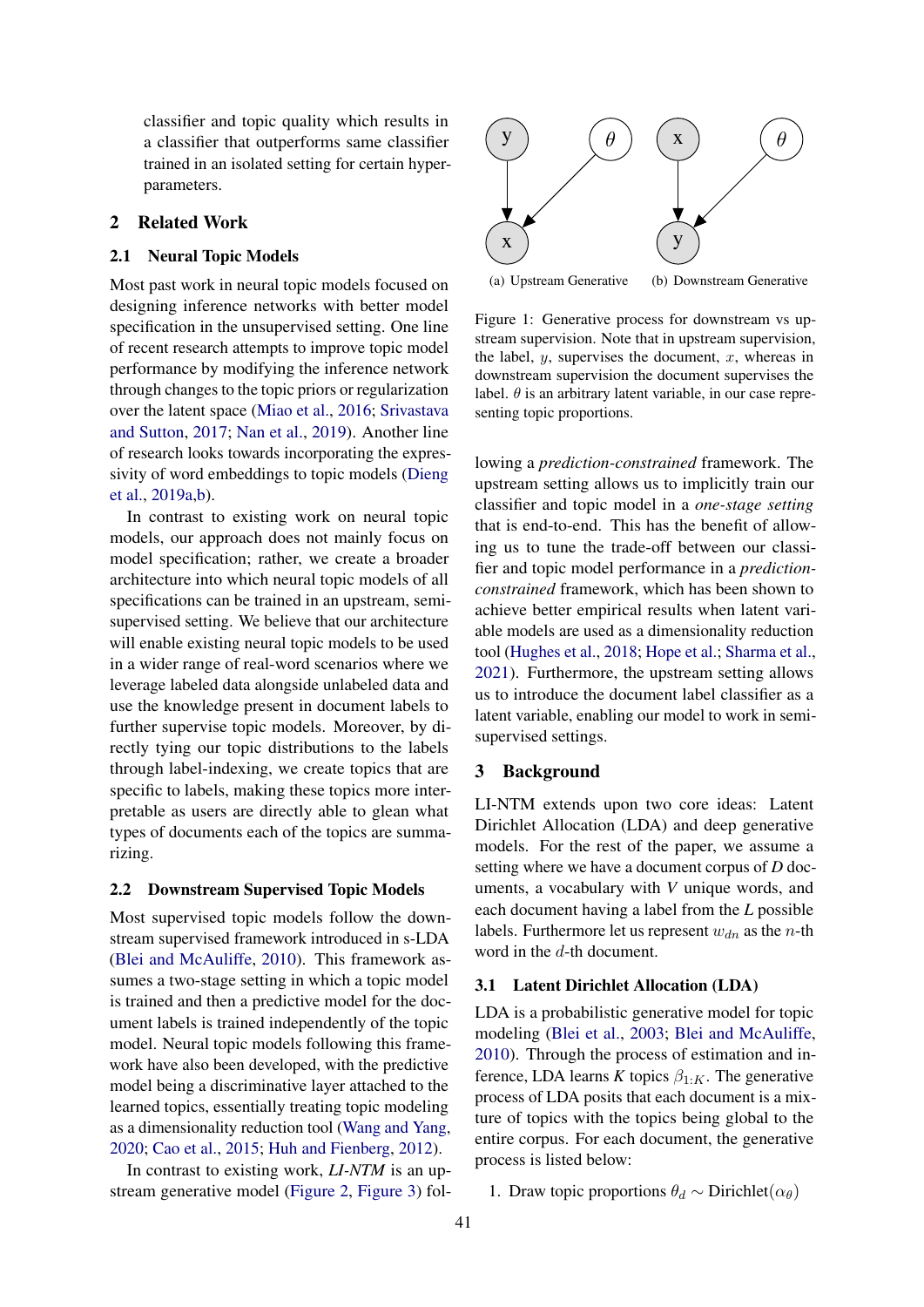classifier and topic quality which results in a classifier that outperforms same classifier trained in an isolated setting for certain hyper-parameters.

## 2 Related Work

### 2.1 Neural Topic Models

Most past work in neural topic models focused on designing inference networks with better model specification in the unsupervised setting. One line of recent research attempts to improve topic model performance by modifying the inference network through changes to the topic priors or regularization over the latent space (Miao et al., 2016; Srivastava and Sutton, 2017; Nan et al., 2019). Another line of research looks towards incorporating the expressivity of word embeddings to topic models (Dieng et al., 2019a,b).

In contrast to existing work on neural topic models, our approach does not mainly focus on model specification; rather, we create a broader architecture into which neural topic models of all specifications can be trained in an upstream, semi-supervised setting. We believe that our architecture will enable existing neural topic models to be used in a wider range of real-word scenarios where we leverage labeled data alongside unlabeled data and use the knowledge present in document labels to further supervise topic models. Moreover, by directly tying our topic distributions to the labels through label-indexing, we create topics that are specific to labels, making these topics more interpretable as users are directly able to glean what types of documents each of the topics are summarizing.

### 2.2 Downstream Supervised Topic Models

Most supervised topic models follow the downstream supervised framework introduced in s-LDA (Blei and McAuliffe, 2010). This framework assumes a two-stage setting in which a topic model is trained and then a predictive model for the document labels is trained independently of the topic model. Neural topic models following this framework have also been developed, with the predictive model being a discriminative layer attached to the learned topics, essentially treating topic modeling as a dimensionality reduction tool (Wang and Yang, 2020; Cao et al., 2015; Huh and Fienberg, 2012).

In contrast to existing work, *LI-NTM* is an upstream generative model (Figure 2, Figure 3) following a *prediction-constrained* framework. The upstream setting allows us to implicitly train our classifier and topic model in a *one-stage setting* that is end-to-end. This has the benefit of allowing us to tune the trade-off between our classifier and topic model performance in a *prediction-constrained* framework, which has been shown to achieve better empirical results when latent variable models are used as a dimensionality reduction tool (Hughes et al., 2018; Hope et al.; Sharma et al., 2021). Furthermore, the upstream setting allows us to introduce the document label classifier as a latent variable, enabling our model to work in semi-supervised settings.

(a) Upstream Generative (b) Downstream Generative

Figure 1: Generative process for downstream vs upstream supervision. Note that in upstream supervision, the label, $y$, supervises the document, $x$, whereas in downstream supervision the document supervises the label. $\theta$ is an arbitrary latent variable, in our case representing topic proportions.

## 3 Background

LI-NTM extends upon two core ideas: Latent Dirichlet Allocation (LDA) and deep generative models. For the rest of the paper, we assume a setting where we have a document corpus of $D$ documents, a vocabulary with $V$ unique words, and each document having a label from the $L$ possible labels. Furthermore let us represent $w_{dn}$ as the $n$-th word in the $d$-th document.

### 3.1 Latent Dirichlet Allocation (LDA)

LDA is a probabilistic generative model for topic modeling (Blei et al., 2003; Blei and McAuliffe, 2010). Through the process of estimation and inference, LDA learns $K$ topics $\beta_{1:K}$. The generative process of LDA posits that each document is a mixture of topics with the topics being global to the entire corpus. For each document, the generative process is listed below:

1. Draw topic proportions $\theta_d \sim \text{Dirichlet}(\alpha_\theta)$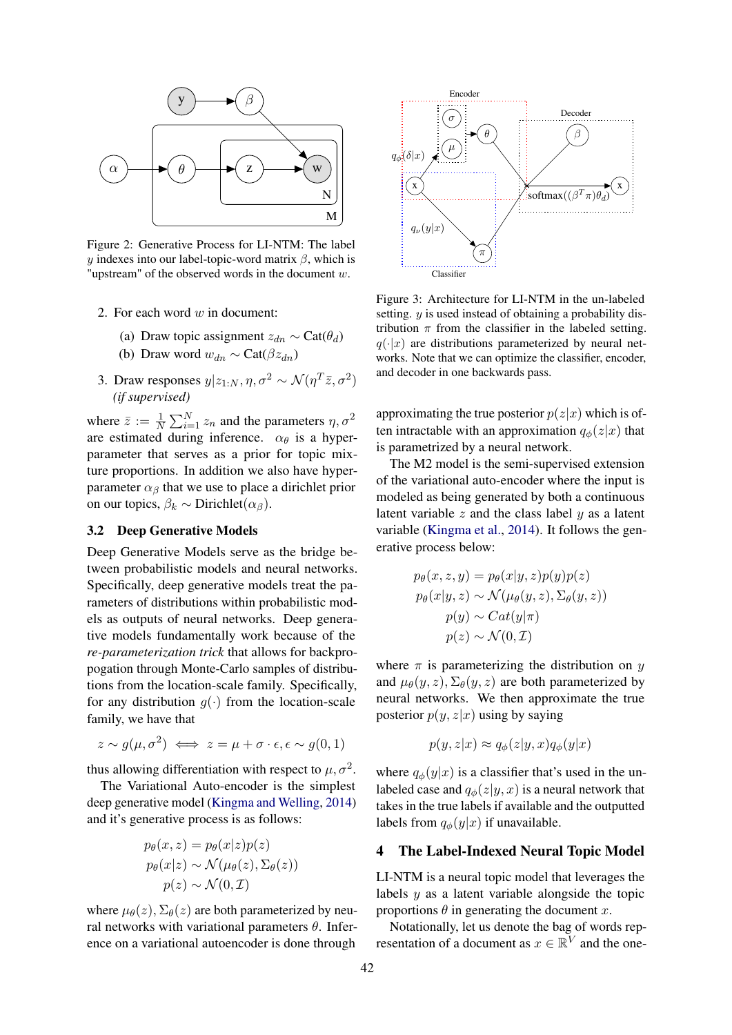Figure 2: Generative Process for LI-NTM: The label $y$ indexes into our label-topic-word matrix $\beta$, which is "upstream" of the observed words in the document $w$.

2. For each word $w$ in document:
   (a) Draw topic assignment $z_{dn} \sim \text{Cat}(\theta_d)$
   (b) Draw word $w_{dn} \sim \text{Cat}(\beta z_{dn})$
3. Draw responses $y|z_{1:N}, \eta, \sigma^2 \sim \mathcal{N}(\eta^T \bar{z}, \sigma^2)$ *(if supervised)*

where $\bar{z} := \frac{1}{N}\sum_{i=1}^{N} z_n$ and the parameters $\eta, \sigma^2$ are estimated during inference. $\alpha_\theta$ is a hyperparameter that serves as a prior for topic mixture proportions. In addition we also have hyperparameter $\alpha_\beta$ that we use to place a dirichlet prior on our topics, $\beta_k \sim \text{Dirichlet}(\alpha_\beta)$.

### 3.2 Deep Generative Models

Deep Generative Models serve as the bridge between probabilistic models and neural networks. Specifically, deep generative models treat the parameters of distributions within probabilistic models as outputs of neural networks. Deep generative models fundamentally work because of the *re-parameterization trick* that allows for backpropogation through Monte-Carlo samples of distributions from the location-scale family. Specifically, for any distribution $g(\cdot)$ from the location-scale family, we have that

$$z \sim g(\mu, \sigma^2) \iff z = \mu + \sigma \cdot \epsilon, \epsilon \sim g(0,1)$$

thus allowing differentiation with respect to $\mu, \sigma^2$.

The Variational Auto-encoder is the simplest deep generative model (Kingma and Welling, 2014) and it's generative process is as follows:

$$\begin{aligned}
p_\theta(x, z) &= p_\theta(x|z)p(z) \\
p_\theta(x|z) &\sim \mathcal{N}(\mu_\theta(z), \Sigma_\theta(z)) \\
p(z) &\sim \mathcal{N}(0, \mathcal{I})
\end{aligned}$$

where $\mu_\theta(z), \Sigma_\theta(z)$ are both parameterized by neural networks with variational parameters $\theta$. Inference on a variational autoencoder is done through approximating the true posterior $p(z|x)$ which is often intractable with an approximation $q_\phi(z|x)$ that is parametrized by a neural network.

Figure 3: Architecture for LI-NTM in the un-labeled setting. $y$ is used instead of obtaining a probability distribution $\pi$ from the classifier in the labeled setting. $q(\cdot|x)$ are distributions parameterized by neural networks. Note that we can optimize the classifier, encoder, and decoder in one backwards pass.

The M2 model is the semi-supervised extension of the variational auto-encoder where the input is modeled as being generated by both a continuous latent variable $z$ and the class label $y$ as a latent variable (Kingma et al., 2014). It follows the generative process below:

$$\begin{aligned}
p_\theta(x, z, y) &= p_\theta(x|y, z)p(y)p(z) \\
p_\theta(x|y, z) &\sim \mathcal{N}(\mu_\theta(y, z), \Sigma_\theta(y, z)) \\
p(y) &\sim Cat(y|\pi) \\
p(z) &\sim \mathcal{N}(0, \mathcal{I})
\end{aligned}$$

where $\pi$ is parameterizing the distribution on $y$ and $\mu_\theta(y, z), \Sigma_\theta(y, z)$ are both parameterized by neural networks. We then approximate the true posterior $p(y, z|x)$ using by saying

$$p(y, z|x) \approx q_\phi(z|y, x)q_\phi(y|x)$$

where $q_\phi(y|x)$ is a classifier that's used in the unlabeled case and $q_\phi(z|y, x)$ is a neural network that takes in the true labels if available and the outputted labels from $q_\phi(y|x)$ if unavailable.

## 4 The Label-Indexed Neural Topic Model

LI-NTM is a neural topic model that leverages the labels $y$ as a latent variable alongside the topic proportions $\theta$ in generating the document $x$.

Notationally, let us denote the bag of words representation of a document as $x \in \mathbb{R}^V$ and the one-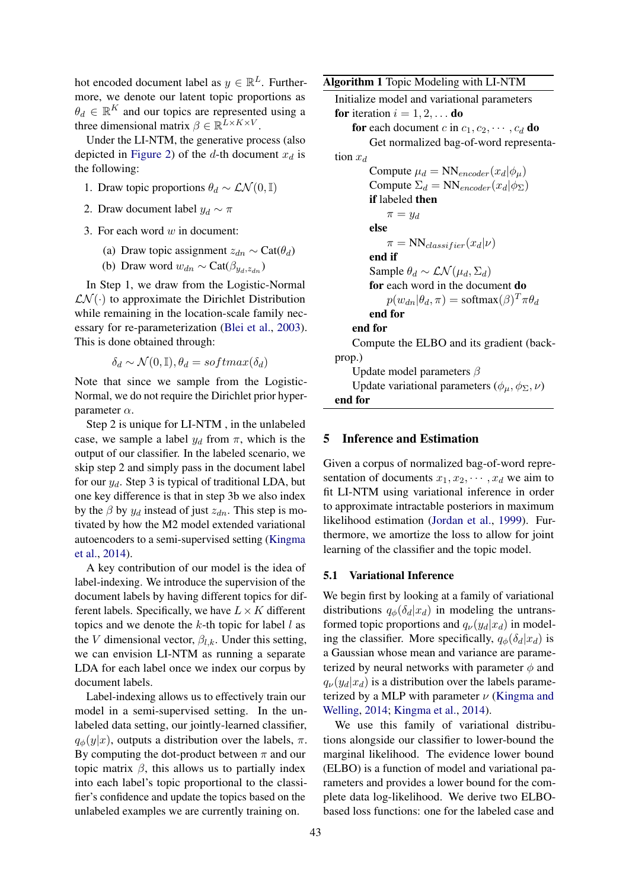hot encoded document label as $y \in \mathbb{R}^L$. Furthermore, we denote our latent topic proportions as $\theta_d \in \mathbb{R}^K$ and our topics are represented using a three dimensional matrix $\beta \in \mathbb{R}^{L \times K \times V}$.

Under the LI-NTM, the generative process (also depicted in Figure 2) of the $d$-th document $x_d$ is the following:

1. Draw topic proportions $\theta_d \sim \mathcal{LN}(0, \mathbb{I})$
2. Draw document label $y_d \sim \pi$
3. For each word $w$ in document:
   (a) Draw topic assignment $z_{dn} \sim \text{Cat}(\theta_d)$
   (b) Draw word $w_{dn} \sim \text{Cat}(\beta_{y_d, z_{dn}})$

In Step 1, we draw from the Logistic-Normal $\mathcal{LN}(\cdot)$ to approximate the Dirichlet Distribution while remaining in the location-scale family necessary for re-parameterization (Blei et al., 2003). This is done obtained through:

$$\delta_d \sim \mathcal{N}(0, \mathbb{I}), \theta_d = softmax(\delta_d)$$

Note that since we sample from the Logistic-Normal, we do not require the Dirichlet prior hyperparameter $\alpha$.

Step 2 is unique for LI-NTM , in the unlabeled case, we sample a label $y_d$ from $\pi$, which is the output of our classifier. In the labeled scenario, we skip step 2 and simply pass in the document label for our $y_d$. Step 3 is typical of traditional LDA, but one key difference is that in step 3b we also index by the $\beta$ by $y_d$ instead of just $z_{dn}$. This step is motivated by how the M2 model extended variational autoencoders to a semi-supervised setting (Kingma et al., 2014).

A key contribution of our model is the idea of label-indexing. We introduce the supervision of the document labels by having different topics for different labels. Specifically, we have $L \times K$ different topics and we denote the $k$-th topic for label $l$ as the $V$ dimensional vector, $\beta_{l,k}$. Under this setting, we can envision LI-NTM as running a separate LDA for each label once we index our corpus by document labels.

Label-indexing allows us to effectively train our model in a semi-supervised setting. In the unlabeled data setting, our jointly-learned classifier, $q_\phi(y|x)$, outputs a distribution over the labels, $\pi$. By computing the dot-product between $\pi$ and our topic matrix $\beta$, this allows us to partially index into each label's topic proportional to the classifier's confidence and update the topics based on the unlabeled examples we are currently training on.

**Algorithm 1** Topic Modeling with LI-NTM

```
Initialize model and variational parameters
for iteration i = 1, 2, ... do
    for each document c in c_1, c_2, ..., c_d do
        Get normalized bag-of-word representation x_d
        Compute μ_d = NN_encoder(x_d | φ_μ)
        Compute Σ_d = NN_encoder(x_d | φ_Σ)
        if labeled then
            π = y_d
        else
            π = NN_classifier(x_d | ν)
        end if
        Sample θ_d ~ LN(μ_d, Σ_d)
        for each word in the document do
            p(w_dn | θ_d, π) = softmax(β)^T π θ_d
        end for
    end for
    Compute the ELBO and its gradient (backprop.)
    Update model parameters β
    Update variational parameters (φ_μ, φ_Σ, ν)
end for
```

## 5 Inference and Estimation

Given a corpus of normalized bag-of-word representation of documents $x_1, x_2, \cdots, x_d$ we aim to fit LI-NTM using variational inference in order to approximate intractable posteriors in maximum likelihood estimation (Jordan et al., 1999). Furthermore, we amortize the loss to allow for joint learning of the classifier and the topic model.

### 5.1 Variational Inference

We begin first by looking at a family of variational distributions $q_\phi(\delta_d|x_d)$ in modeling the untransformed topic proportions and $q_\nu(y_d|x_d)$ in modeling the classifier. More specifically, $q_\phi(\delta_d|x_d)$ is a Gaussian whose mean and variance are parameterized by neural networks with parameter $\phi$ and $q_\nu(y_d|x_d)$ is a distribution over the labels parameterized by a MLP with parameter $\nu$ (Kingma and Welling, 2014; Kingma et al., 2014).

We use this family of variational distributions alongside our classifier to lower-bound the marginal likelihood. The evidence lower bound (ELBO) is a function of model and variational parameters and provides a lower bound for the complete data log-likelihood. We derive two ELBO-based loss functions: one for the labeled case and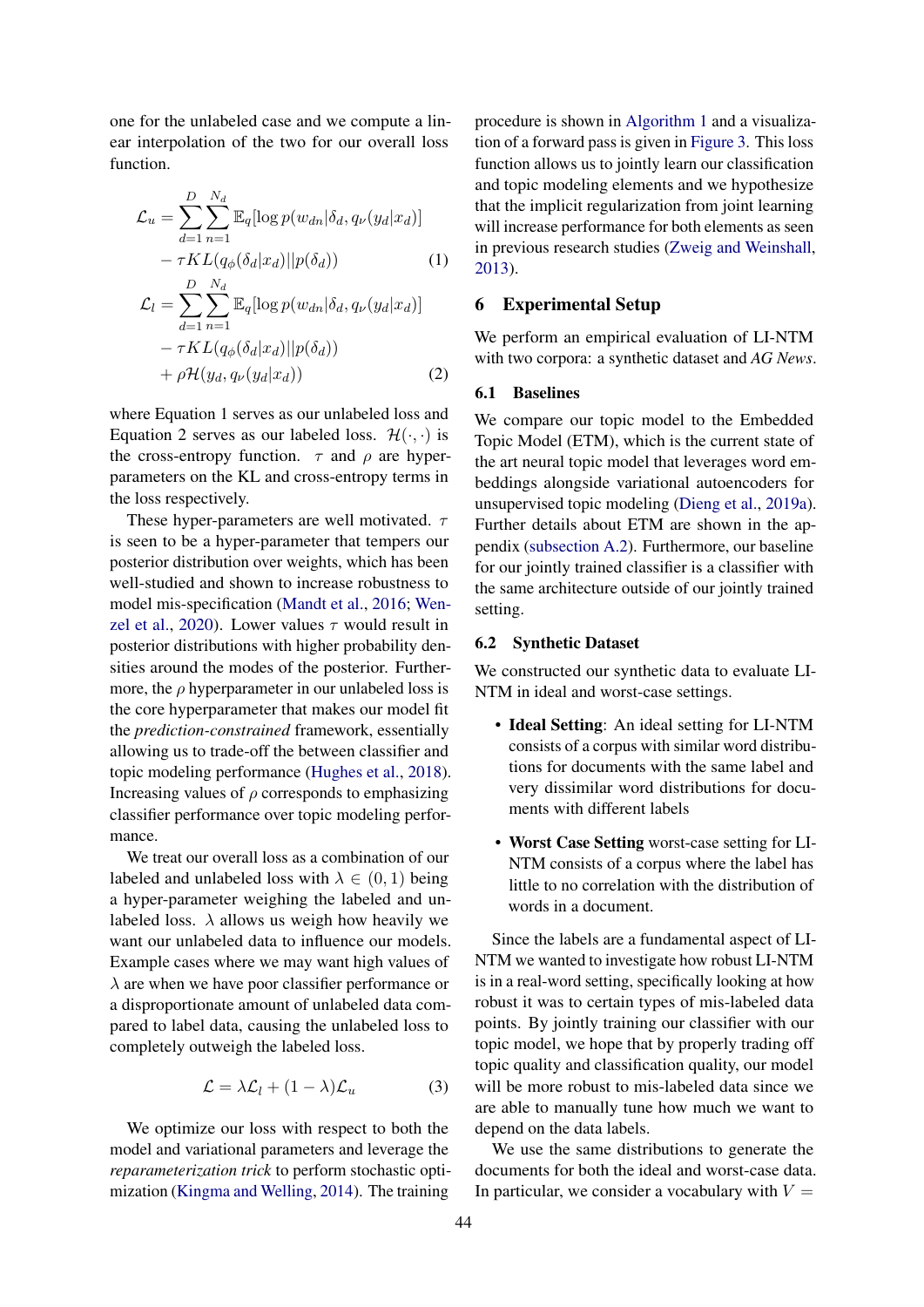one for the unlabeled case and we compute a linear interpolation of the two for our overall loss function.

$$\mathcal{L}_u = \sum_{d=1}^{D}\sum_{n=1}^{N_d} \mathbb{E}_q[\log p(w_{dn}|\delta_d, q_\nu(y_d|x_d)] - \tau KL(q_\phi(\delta_d|x_d)||p(\delta_d)) \quad (1)$$

$$\mathcal{L}_l = \sum_{d=1}^{D}\sum_{n=1}^{N_d} \mathbb{E}_q[\log p(w_{dn}|\delta_d, q_\nu(y_d|x_d)] - \tau KL(q_\phi(\delta_d|x_d)||p(\delta_d)) + \rho\mathcal{H}(y_d, q_\nu(y_d|x_d)) \quad (2)$$

where Equation 1 serves as our unlabeled loss and Equation 2 serves as our labeled loss. $\mathcal{H}(\cdot,\cdot)$ is the cross-entropy function. $\tau$ and $\rho$ are hyper-parameters on the KL and cross-entropy terms in the loss respectively.

These hyper-parameters are well motivated. $\tau$ is seen to be a hyper-parameter that tempers our posterior distribution over weights, which has been well-studied and shown to increase robustness to model mis-specification (Mandt et al., 2016; Wenzel et al., 2020). Lower values $\tau$ would result in posterior distributions with higher probability densities around the modes of the posterior. Furthermore, the $\rho$ hyperparameter in our unlabeled loss is the core hyperparameter that makes our model fit the *prediction-constrained* framework, essentially allowing us to trade-off the between classifier and topic modeling performance (Hughes et al., 2018). Increasing values of $\rho$ corresponds to emphasizing classifier performance over topic modeling performance.

We treat our overall loss as a combination of our labeled and unlabeled loss with $\lambda \in (0, 1)$ being a hyper-parameter weighing the labeled and unlabeled loss. $\lambda$ allows us weigh how heavily we want our unlabeled data to influence our models. Example cases where we may want high values of $\lambda$ are when we have poor classifier performance or a disproportionate amount of unlabeled data compared to label data, causing the unlabeled loss to completely outweigh the labeled loss.

$$\mathcal{L} = \lambda\mathcal{L}_l + (1-\lambda)\mathcal{L}_u \quad (3)$$

We optimize our loss with respect to both the model and variational parameters and leverage the *reparameterization trick* to perform stochastic optimization (Kingma and Welling, 2014). The training procedure is shown in Algorithm 1 and a visualization of a forward pass is given in Figure 3. This loss function allows us to jointly learn our classification and topic modeling elements and we hypothesize that the implicit regularization from joint learning will increase performance for both elements as seen in previous research studies (Zweig and Weinshall, 2013).

## 6 Experimental Setup

We perform an empirical evaluation of LI-NTM with two corpora: a synthetic dataset and *AG News*.

### 6.1 Baselines

We compare our topic model to the Embedded Topic Model (ETM), which is the current state of the art neural topic model that leverages word embeddings alongside variational autoencoders for unsupervised topic modeling (Dieng et al., 2019a). Further details about ETM are shown in the appendix (subsection A.2). Furthermore, our baseline for our jointly trained classifier is a classifier with the same architecture outside of our jointly trained setting.

### 6.2 Synthetic Dataset

We constructed our synthetic data to evaluate LI-NTM in ideal and worst-case settings.

- **Ideal Setting**: An ideal setting for LI-NTM consists of a corpus with similar word distributions for documents with the same label and very dissimilar word distributions for documents with different labels
- **Worst Case Setting** worst-case setting for LI-NTM consists of a corpus where the label has little to no correlation with the distribution of words in a document.

Since the labels are a fundamental aspect of LI-NTM we wanted to investigate how robust LI-NTM is in a real-world setting, specifically looking at how robust it was to certain types of mis-labeled data points. By jointly training our classifier with our topic model, we hope that by properly trading off topic quality and classification quality, our model will be more robust to mis-labeled data since we are able to manually tune how much we want to depend on the data labels.

We use the same distributions to generate the documents for both the ideal and worst-case data. In particular, we consider a vocabulary with $V =$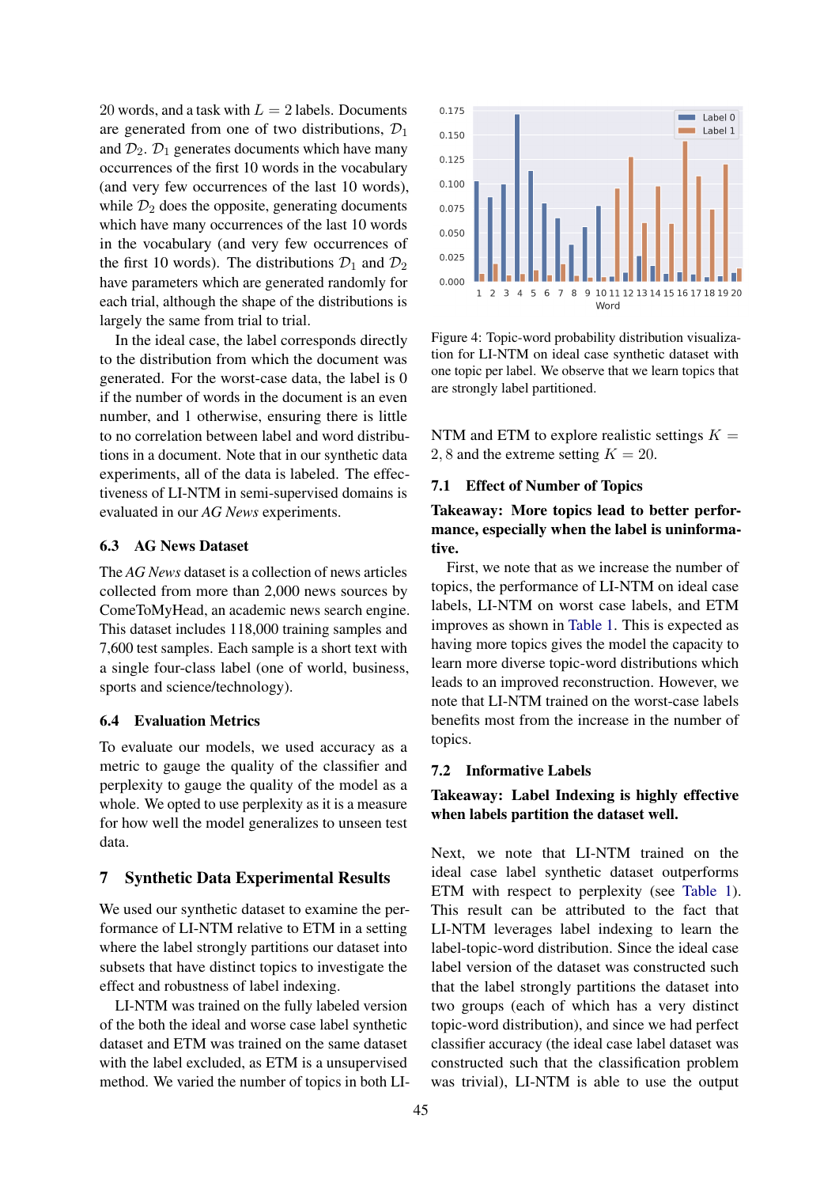20 words, and a task with $L = 2$ labels. Documents are generated from one of two distributions, $\mathcal{D}_1$ and $\mathcal{D}_2$. $\mathcal{D}_1$ generates documents which have many occurrences of the first 10 words in the vocabulary (and very few occurrences of the last 10 words), while $\mathcal{D}_2$ does the opposite, generating documents which have many occurrences of the last 10 words in the vocabulary (and very few occurrences of the first 10 words). The distributions $\mathcal{D}_1$ and $\mathcal{D}_2$ have parameters which are generated randomly for each trial, although the shape of the distributions is largely the same from trial to trial.

In the ideal case, the label corresponds directly to the distribution from which the document was generated. For the worst-case data, the label is 0 if the number of words in the document is an even number, and 1 otherwise, ensuring there is little to no correlation between label and word distributions in a document. Note that in our synthetic data experiments, all of the data is labeled. The effectiveness of LI-NTM in semi-supervised domains is evaluated in our *AG News* experiments.

### 6.3 AG News Dataset

The *AG News* dataset is a collection of news articles collected from more than 2,000 news sources by ComeToMyHead, an academic news search engine. This dataset includes 118,000 training samples and 7,600 test samples. Each sample is a short text with a single four-class label (one of world, business, sports and science/technology).

### 6.4 Evaluation Metrics

To evaluate our models, we used accuracy as a metric to gauge the quality of the classifier and perplexity to gauge the quality of the model as a whole. We opted to use perplexity as it is a measure for how well the model generalizes to unseen test data.

## 7 Synthetic Data Experimental Results

We used our synthetic dataset to examine the performance of LI-NTM relative to ETM in a setting where the label strongly partitions our dataset into subsets that have distinct topics to investigate the effect and robustness of label indexing.

LI-NTM was trained on the fully labeled version of the both the ideal and worse case label synthetic dataset and ETM was trained on the same dataset with the label excluded, as ETM is a unsupervised method. We varied the number of topics in both LI-NTM and ETM to explore realistic settings $K = 2, 8$ and the extreme setting $K = 20$.

Figure 4: Topic-word probability distribution visualization for LI-NTM on ideal case synthetic dataset with one topic per label. We observe that we learn topics that are strongly label partitioned.

### 7.1 Effect of Number of Topics

**Takeaway: More topics lead to better performance, especially when the label is uninformative.**

First, we note that as we increase the number of topics, the performance of LI-NTM on ideal case labels, LI-NTM on worst case labels, and ETM improves as shown in Table 1. This is expected as having more topics gives the model the capacity to learn more diverse topic-word distributions which leads to an improved reconstruction. However, we note that LI-NTM trained on the worst-case labels benefits most from the increase in the number of topics.

### 7.2 Informative Labels

**Takeaway: Label Indexing is highly effective when labels partition the dataset well.**

Next, we note that LI-NTM trained on the ideal case label synthetic dataset outperforms ETM with respect to perplexity (see Table 1). This result can be attributed to the fact that LI-NTM leverages label indexing to learn the label-topic-word distribution. Since the ideal case label version of the dataset was constructed such that the label strongly partitions the dataset into two groups (each of which has a very distinct topic-word distribution), and since we had perfect classifier accuracy (the ideal case label dataset was constructed such that the classification problem was trivial), LI-NTM is able to use the output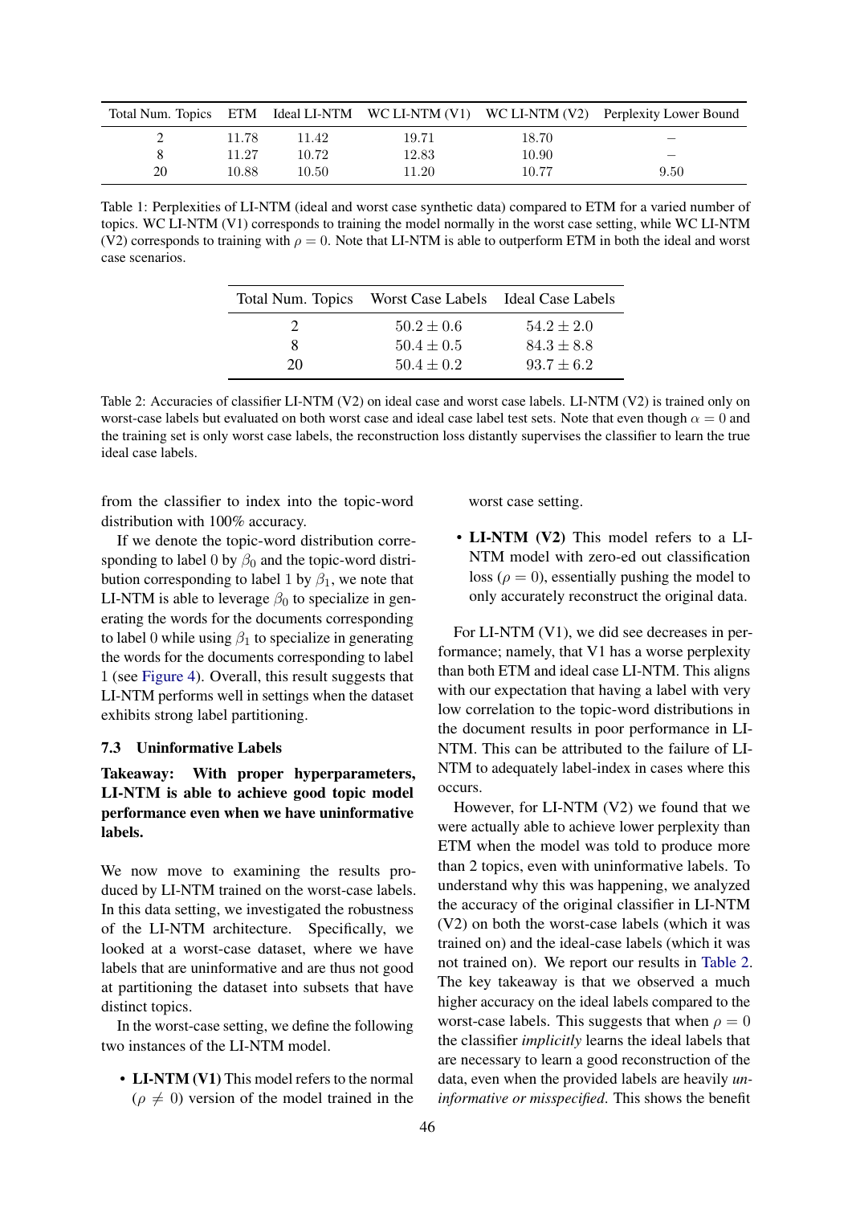| Total Num. Topics | ETM | Ideal LI-NTM | WC LI-NTM (V1) | WC LI-NTM (V2) | Perplexity Lower Bound |
|---|---|---|---|---|---|
| 2 | 11.78 | 11.42 | 19.71 | 18.70 | – |
| 8 | 11.27 | 10.72 | 12.83 | 10.90 | – |
| 20 | 10.88 | 10.50 | 11.20 | 10.77 | 9.50 |

Table 1: Perplexities of LI-NTM (ideal and worst case synthetic data) compared to ETM for a varied number of topics. WC LI-NTM (V1) corresponds to training the model normally in the worst case setting, while WC LI-NTM (V2) corresponds to training with $\rho = 0$. Note that LI-NTM is able to outperform ETM in both the ideal and worst case scenarios.

| Total Num. Topics | Worst Case Labels | Ideal Case Labels |
|---|---|---|
| 2 | $50.2 \pm 0.6$ | $54.2 \pm 2.0$ |
| 8 | $50.4 \pm 0.5$ | $84.3 \pm 8.8$ |
| 20 | $50.4 \pm 0.2$ | $93.7 \pm 6.2$ |

Table 2: Accuracies of classifier LI-NTM (V2) on ideal case and worst case labels. LI-NTM (V2) is trained only on worst-case labels but evaluated on both worst case and ideal case label test sets. Note that even though $\alpha = 0$ and the training set is only worst case labels, the reconstruction loss distantly supervises the classifier to learn the true ideal case labels.

from the classifier to index into the topic-word distribution with 100% accuracy.

If we denote the topic-word distribution corresponding to label 0 by $\beta_0$ and the topic-word distribution corresponding to label 1 by $\beta_1$, we note that LI-NTM is able to leverage $\beta_0$ to specialize in generating the words for the documents corresponding to label 0 while using $\beta_1$ to specialize in generating the words for the documents corresponding to label 1 (see Figure 4). Overall, this result suggests that LI-NTM performs well in settings when the dataset exhibits strong label partitioning.

### 7.3 Uninformative Labels

**Takeaway: With proper hyperparameters, LI-NTM is able to achieve good topic model performance even when we have uninformative labels.**

We now move to examining the results produced by LI-NTM trained on the worst-case labels. In this data setting, we investigated the robustness of the LI-NTM architecture. Specifically, we looked at a worst-case dataset, where we have labels that are uninformative and are thus not good at partitioning the dataset into subsets that have distinct topics.

In the worst-case setting, we define the following two instances of the LI-NTM model.

- **LI-NTM (V1)** This model refers to the normal ($\rho \neq 0$) version of the model trained in the worst case setting.
- **LI-NTM (V2)** This model refers to a LI-NTM model with zero-ed out classification loss ($\rho = 0$), essentially pushing the model to only accurately reconstruct the original data.

For LI-NTM (V1), we did see decreases in performance; namely, that V1 has a worse perplexity than both ETM and ideal case LI-NTM. This aligns with our expectation that having a label with very low correlation to the topic-word distributions in the document results in poor performance in LI-NTM. This can be attributed to the failure of LI-NTM to adequately label-index in cases where this occurs.

However, for LI-NTM (V2) we found that we were actually able to achieve lower perplexity than ETM when the model was told to produce more than 2 topics, even with uninformative labels. To understand why this was happening, we analyzed the accuracy of the original classifier in LI-NTM (V2) on both the worst-case labels (which it was trained on) and the ideal-case labels (which it was not trained on). We report our results in Table 2. The key takeaway is that we observed a much higher accuracy on the ideal labels compared to the worst-case labels. This suggests that when $\rho = 0$ the classifier *implicitly* learns the ideal labels that are necessary to learn a good reconstruction of the data, even when the provided labels are heavily *uninformative or misspecified*. This shows the benefit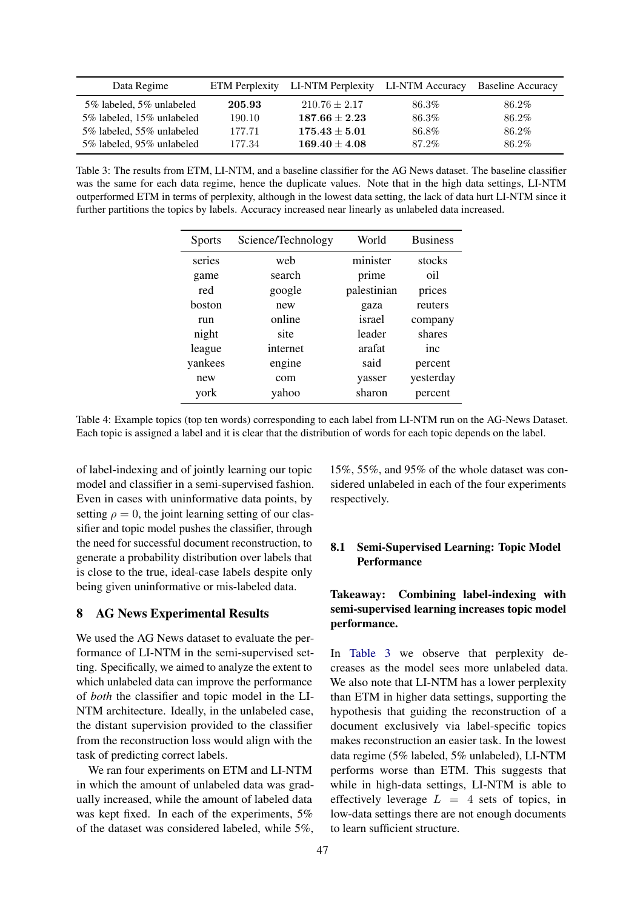| Data Regime | ETM Perplexity | LI-NTM Perplexity | LI-NTM Accuracy | Baseline Accuracy |
|---|---|---|---|---|
| 5% labeled, 5% unlabeled | **205.93** | $210.76 \pm 2.17$ | 86.3% | 86.2% |
| 5% labeled, 15% unlabeled | 190.10 | $\mathbf{187.66 \pm 2.23}$ | 86.3% | 86.2% |
| 5% labeled, 55% unlabeled | 177.71 | $\mathbf{175.43 \pm 5.01}$ | 86.8% | 86.2% |
| 5% labeled, 95% unlabeled | 177.34 | $\mathbf{169.40 \pm 4.08}$ | 87.2% | 86.2% |

Table 3: The results from ETM, LI-NTM, and a baseline classifier for the AG News dataset. The baseline classifier was the same for each data regime, hence the duplicate values. Note that in the high data settings, LI-NTM outperformed ETM in terms of perplexity, although in the lowest data setting, the lack of data hurt LI-NTM since it further partitions the topics by labels. Accuracy increased near linearly as unlabeled data increased.

| Sports | Science/Technology | World | Business |
|---|---|---|---|
| series | web | minister | stocks |
| game | search | prime | oil |
| red | google | palestinian | prices |
| boston | new | gaza | reuters |
| run | online | israel | company |
| night | site | leader | shares |
| league | internet | arafat | inc |
| yankees | engine | said | percent |
| new | com | yasser | yesterday |
| york | yahoo | sharon | percent |

Table 4: Example topics (top ten words) corresponding to each label from LI-NTM run on the AG-News Dataset. Each topic is assigned a label and it is clear that the distribution of words for each topic depends on the label.

of label-indexing and of jointly learning our topic model and classifier in a semi-supervised fashion. Even in cases with uninformative data points, by setting $\rho = 0$, the joint learning setting of our classifier and topic model pushes the classifier, through the need for successful document reconstruction, to generate a probability distribution over labels that is close to the true, ideal-case labels despite only being given uninformative or mis-labeled data.

## 8 AG News Experimental Results

We used the AG News dataset to evaluate the performance of LI-NTM in the semi-supervised setting. Specifically, we aimed to analyze the extent to which unlabeled data can improve the performance of *both* the classifier and topic model in the LI-NTM architecture. Ideally, in the unlabeled case, the distant supervision provided to the classifier from the reconstruction loss would align with the task of predicting correct labels.

We ran four experiments on ETM and LI-NTM in which the amount of unlabeled data was gradually increased, while the amount of labeled data was kept fixed. In each of the experiments, 5% of the dataset was considered labeled, while 5%, 15%, 55%, and 95% of the whole dataset was considered unlabeled in each of the four experiments respectively.

### 8.1 Semi-Supervised Learning: Topic Model Performance

**Takeaway: Combining label-indexing with semi-supervised learning increases topic model performance.**

In Table 3 we observe that perplexity decreases as the model sees more unlabeled data. We also note that LI-NTM has a lower perplexity than ETM in higher data settings, supporting the hypothesis that guiding the reconstruction of a document exclusively via label-specific topics makes reconstruction an easier task. In the lowest data regime (5% labeled, 5% unlabeled), LI-NTM performs worse than ETM. This suggests that while in high-data settings, LI-NTM is able to effectively leverage $L = 4$ sets of topics, in low-data settings there are not enough documents to learn sufficient structure.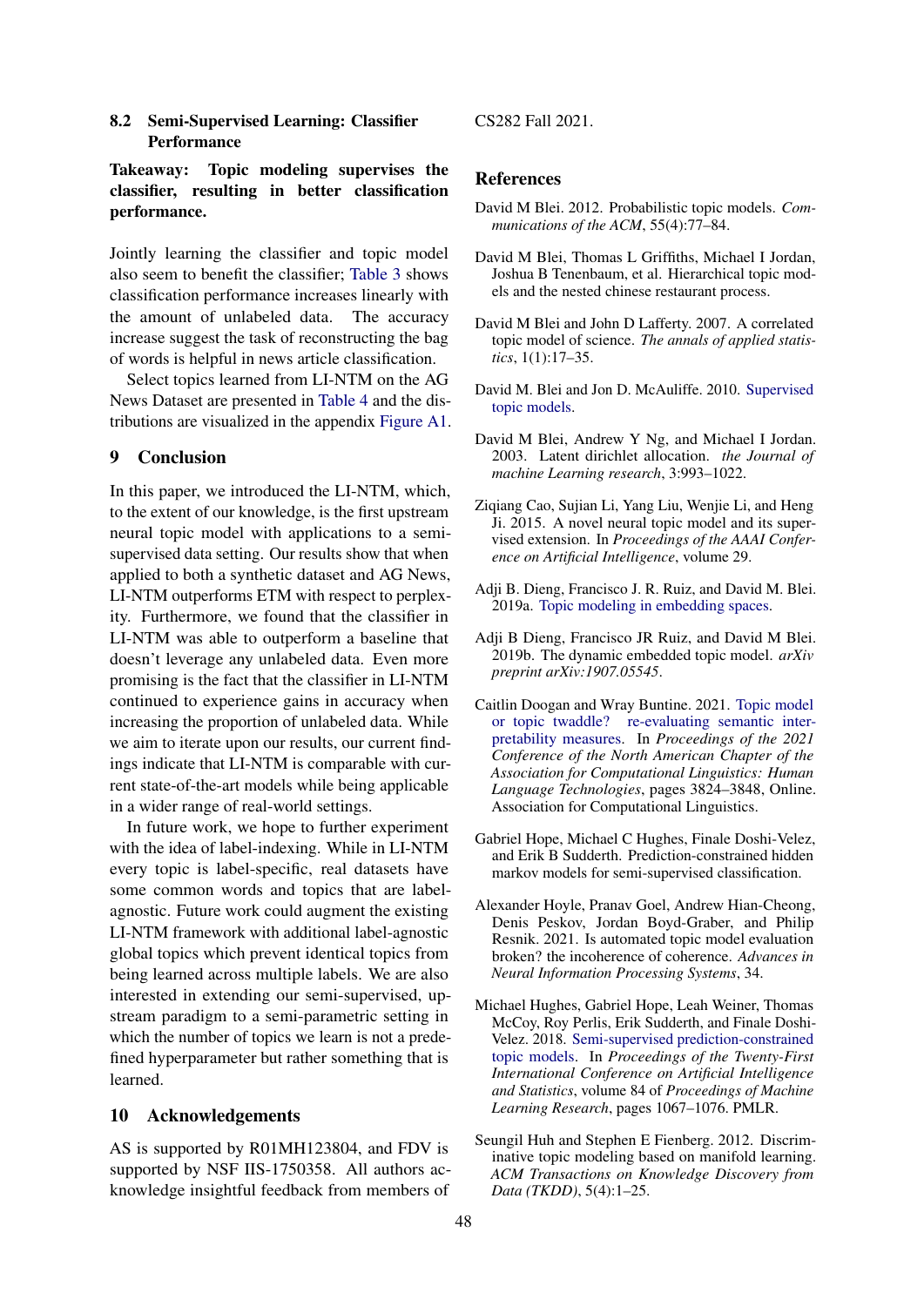### 8.2 Semi-Supervised Learning: Classifier Performance

**Takeaway: Topic modeling supervises the classifier, resulting in better classification performance.**

Jointly learning the classifier and topic model also seem to benefit the classifier; Table 3 shows classification performance increases linearly with the amount of unlabeled data. The accuracy increase suggest the task of reconstructing the bag of words is helpful in news article classification.

Select topics learned from LI-NTM on the AG News Dataset are presented in Table 4 and the distributions are visualized in the appendix Figure A1.

## 9 Conclusion

In this paper, we introduced the LI-NTM, which, to the extent of our knowledge, is the first upstream neural topic model with applications to a semi-supervised data setting. Our results show that when applied to both a synthetic dataset and AG News, LI-NTM outperforms ETM with respect to perplexity. Furthermore, we found that the classifier in LI-NTM was able to outperform a baseline that doesn't leverage any unlabeled data. Even more promising is the fact that the classifier in LI-NTM continued to experience gains in accuracy when increasing the proportion of unlabeled data. While we aim to iterate upon our results, our current findings indicate that LI-NTM is comparable with current state-of-the-art models while being applicable in a wider range of real-world settings.

In future work, we hope to further experiment with the idea of label-indexing. While in LI-NTM every topic is label-specific, real datasets have some common words and topics that are label-agnostic. Future work could augment the existing LI-NTM framework with additional label-agnostic global topics which prevent identical topics from being learned across multiple labels. We are also interested in extending our semi-supervised, upstream paradigm to a semi-parametric setting in which the number of topics we learn is not a predefined hyperparameter but rather something that is learned.

## 10 Acknowledgements

AS is supported by R01MH123804, and FDV is supported by NSF IIS-1750358. All authors acknowledge insightful feedback from members of CS282 Fall 2021.

## References

David M Blei. 2012. Probabilistic topic models. *Communications of the ACM*, 55(4):77–84.

David M Blei, Thomas L Griffiths, Michael I Jordan, Joshua B Tenenbaum, et al. Hierarchical topic models and the nested chinese restaurant process.

David M Blei and John D Lafferty. 2007. A correlated topic model of science. *The annals of applied statistics*, 1(1):17–35.

David M. Blei and Jon D. McAuliffe. 2010. Supervised topic models.

David M Blei, Andrew Y Ng, and Michael I Jordan. 2003. Latent dirichlet allocation. *the Journal of machine Learning research*, 3:993–1022.

Ziqiang Cao, Sujian Li, Yang Liu, Wenjie Li, and Heng Ji. 2015. A novel neural topic model and its supervised extension. In *Proceedings of the AAAI Conference on Artificial Intelligence*, volume 29.

Adji B. Dieng, Francisco J. R. Ruiz, and David M. Blei. 2019a. Topic modeling in embedding spaces.

Adji B Dieng, Francisco JR Ruiz, and David M Blei. 2019b. The dynamic embedded topic model. *arXiv preprint arXiv:1907.05545*.

Caitlin Doogan and Wray Buntine. 2021. Topic model or topic twaddle? re-evaluating semantic interpretability measures. In *Proceedings of the 2021 Conference of the North American Chapter of the Association for Computational Linguistics: Human Language Technologies*, pages 3824–3848, Online. Association for Computational Linguistics.

Gabriel Hope, Michael C Hughes, Finale Doshi-Velez, and Erik B Sudderth. Prediction-constrained hidden markov models for semi-supervised classification.

Alexander Hoyle, Pranav Goel, Andrew Hian-Cheong, Denis Peskov, Jordan Boyd-Graber, and Philip Resnik. 2021. Is automated topic model evaluation broken? the incoherence of coherence. *Advances in Neural Information Processing Systems*, 34.

Michael Hughes, Gabriel Hope, Leah Weiner, Thomas McCoy, Roy Perlis, Erik Sudderth, and Finale Doshi-Velez. 2018. Semi-supervised prediction-constrained topic models. In *Proceedings of the Twenty-First International Conference on Artificial Intelligence and Statistics*, volume 84 of *Proceedings of Machine Learning Research*, pages 1067–1076. PMLR.

Seungil Huh and Stephen E Fienberg. 2012. Discriminative topic modeling based on manifold learning. *ACM Transactions on Knowledge Discovery from Data (TKDD)*, 5(4):1–25.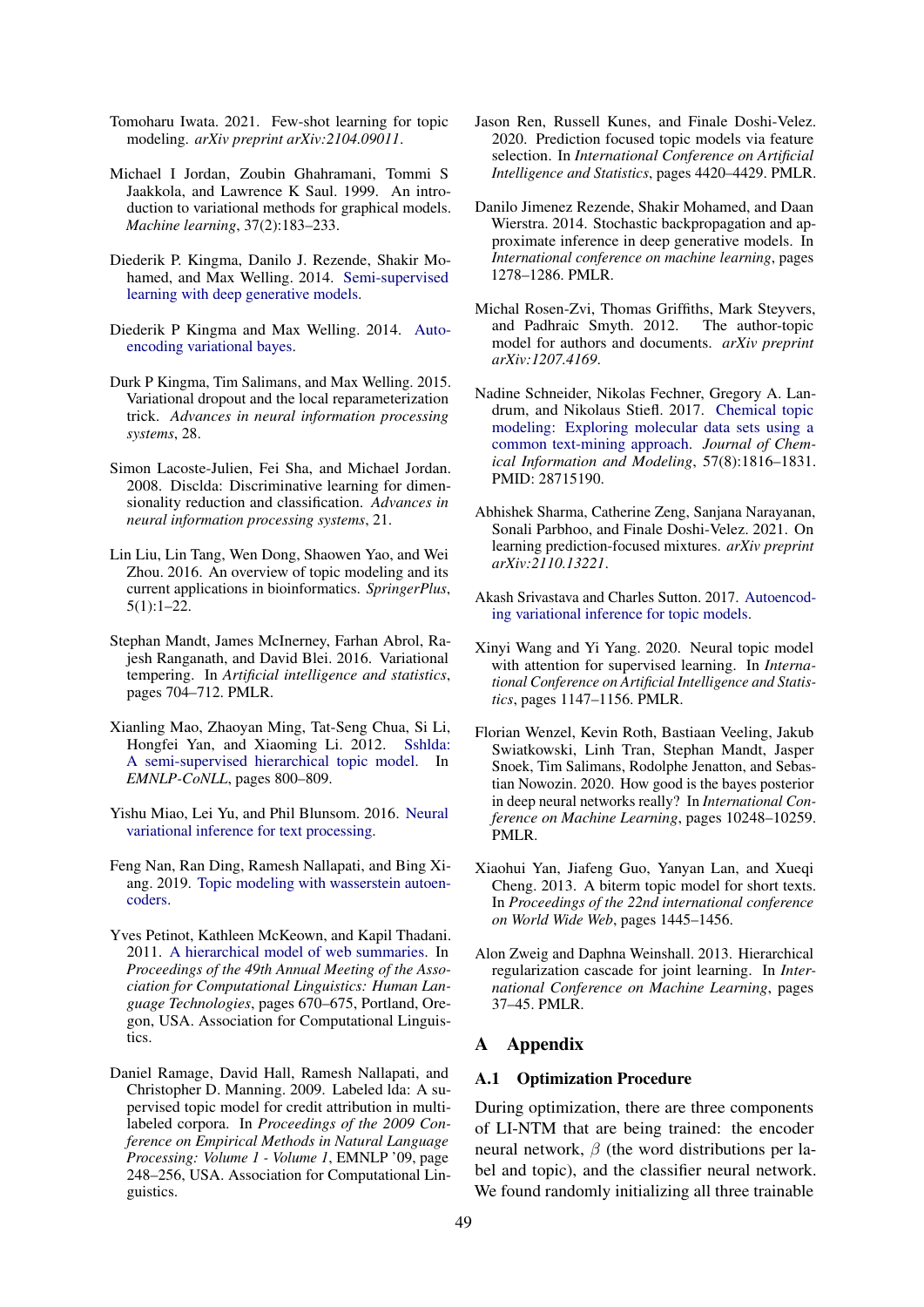Tomoharu Iwata. 2021. Few-shot learning for topic modeling. *arXiv preprint arXiv:2104.09011*.

Michael I Jordan, Zoubin Ghahramani, Tommi S Jaakkola, and Lawrence K Saul. 1999. An introduction to variational methods for graphical models. *Machine learning*, 37(2):183–233.

Diederik P. Kingma, Danilo J. Rezende, Shakir Mohamed, and Max Welling. 2014. Semi-supervised learning with deep generative models.

Diederik P Kingma and Max Welling. 2014. Auto-encoding variational bayes.

Durk P Kingma, Tim Salimans, and Max Welling. 2015. Variational dropout and the local reparameterization trick. *Advances in neural information processing systems*, 28.

Simon Lacoste-Julien, Fei Sha, and Michael Jordan. 2008. Disclda: Discriminative learning for dimensionality reduction and classification. *Advances in neural information processing systems*, 21.

Lin Liu, Lin Tang, Wen Dong, Shaowen Yao, and Wei Zhou. 2016. An overview of topic modeling and its current applications in bioinformatics. *SpringerPlus*, 5(1):1–22.

Stephan Mandt, James McInerney, Farhan Abrol, Rajesh Ranganath, and David Blei. 2016. Variational tempering. In *Artificial intelligence and statistics*, pages 704–712. PMLR.

Xianling Mao, Zhaoyan Ming, Tat-Seng Chua, Si Li, Hongfei Yan, and Xiaoming Li. 2012. Sshlda: A semi-supervised hierarchical topic model. In *EMNLP-CoNLL*, pages 800–809.

Yishu Miao, Lei Yu, and Phil Blunsom. 2016. Neural variational inference for text processing.

Feng Nan, Ran Ding, Ramesh Nallapati, and Bing Xiang. 2019. Topic modeling with wasserstein autoencoders.

Yves Petinot, Kathleen McKeown, and Kapil Thadani. 2011. A hierarchical model of web summaries. In *Proceedings of the 49th Annual Meeting of the Association for Computational Linguistics: Human Language Technologies*, pages 670–675, Portland, Oregon, USA. Association for Computational Linguistics.

Daniel Ramage, David Hall, Ramesh Nallapati, and Christopher D. Manning. 2009. Labeled lda: A supervised topic model for credit attribution in multi-labeled corpora. In *Proceedings of the 2009 Conference on Empirical Methods in Natural Language Processing: Volume 1 - Volume 1*, EMNLP '09, page 248–256, USA. Association for Computational Linguistics.

Jason Ren, Russell Kunes, and Finale Doshi-Velez. 2020. Prediction focused topic models via feature selection. In *International Conference on Artificial Intelligence and Statistics*, pages 4420–4429. PMLR.

Danilo Jimenez Rezende, Shakir Mohamed, and Daan Wierstra. 2014. Stochastic backpropagation and approximate inference in deep generative models. In *International conference on machine learning*, pages 1278–1286. PMLR.

Michal Rosen-Zvi, Thomas Griffiths, Mark Steyvers, and Padhraic Smyth. 2012. The author-topic model for authors and documents. *arXiv preprint arXiv:1207.4169*.

Nadine Schneider, Nikolas Fechner, Gregory A. Landrum, and Nikolaus Stiefl. 2017. Chemical topic modeling: Exploring molecular data sets using a common text-mining approach. *Journal of Chemical Information and Modeling*, 57(8):1816–1831. PMID: 28715190.

Abhishek Sharma, Catherine Zeng, Sanjana Narayanan, Sonali Parbhoo, and Finale Doshi-Velez. 2021. On learning prediction-focused mixtures. *arXiv preprint arXiv:2110.13221*.

Akash Srivastava and Charles Sutton. 2017. Autoencoding variational inference for topic models.

Xinyi Wang and Yi Yang. 2020. Neural topic model with attention for supervised learning. In *International Conference on Artificial Intelligence and Statistics*, pages 1147–1156. PMLR.

Florian Wenzel, Kevin Roth, Bastiaan Veeling, Jakub Swiatkowski, Linh Tran, Stephan Mandt, Jasper Snoek, Tim Salimans, Rodolphe Jenatton, and Sebastian Nowozin. 2020. How good is the bayes posterior in deep neural networks really? In *International Conference on Machine Learning*, pages 10248–10259. PMLR.

Xiaohui Yan, Jiafeng Guo, Yanyan Lan, and Xueqi Cheng. 2013. A biterm topic model for short texts. In *Proceedings of the 22nd international conference on World Wide Web*, pages 1445–1456.

Alon Zweig and Daphna Weinshall. 2013. Hierarchical regularization cascade for joint learning. In *International Conference on Machine Learning*, pages 37–45. PMLR.

# A Appendix

## A.1 Optimization Procedure

During optimization, there are three components of LI-NTM that are being trained: the encoder neural network, $\beta$ (the word distributions per label and topic), and the classifier neural network. We found randomly initializing all three trainable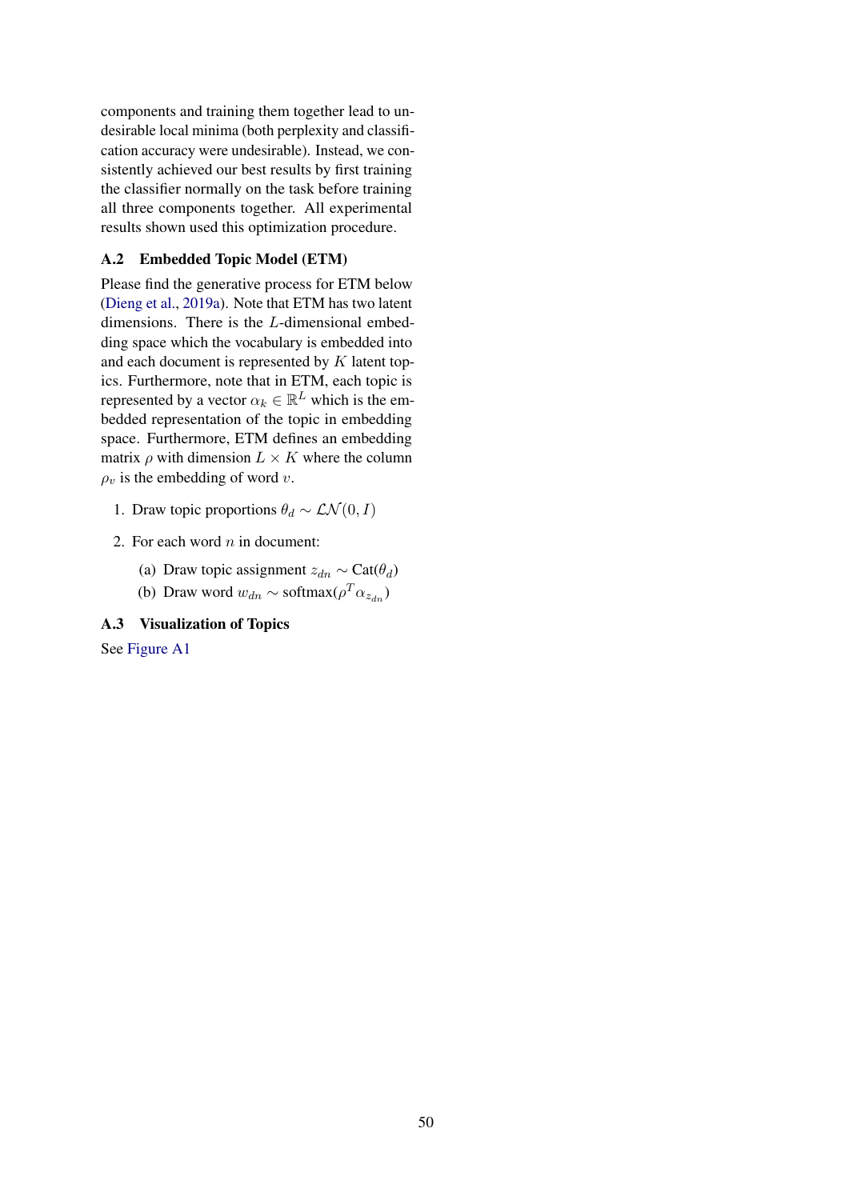components and training them together lead to undesirable local minima (both perplexity and classification accuracy were undesirable). Instead, we consistently achieved our best results by first training the classifier normally on the task before training all three components together. All experimental results shown used this optimization procedure.

### A.2 Embedded Topic Model (ETM)

Please find the generative process for ETM below (Dieng et al., 2019a). Note that ETM has two latent dimensions. There is the $L$-dimensional embedding space which the vocabulary is embedded into and each document is represented by $K$ latent topics. Furthermore, note that in ETM, each topic is represented by a vector $\alpha_k \in \mathbb{R}^L$ which is the embedded representation of the topic in embedding space. Furthermore, ETM defines an embedding matrix $\rho$ with dimension $L \times K$ where the column $\rho_v$ is the embedding of word $v$.

1. Draw topic proportions $\theta_d \sim \mathcal{LN}(0, I)$
2. For each word $n$ in document:
   (a) Draw topic assignment $z_{dn} \sim \text{Cat}(\theta_d)$
   (b) Draw word $w_{dn} \sim \text{softmax}(\rho^T \alpha_{z_{dn}})$

### A.3 Visualization of Topics

See Figure A1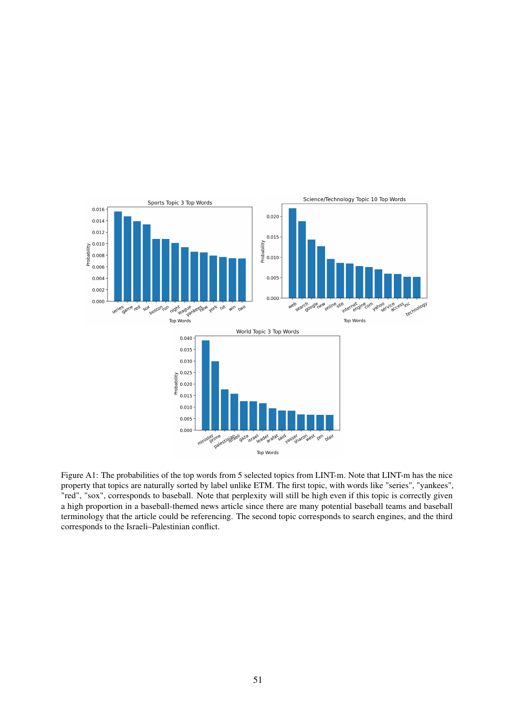Sports Topic 3 Top Words

Probability

0.016
0.014
0.012
0.010
0.008
0.006
0.004
0.002
0.000

series game red sox boston run night league yankees new york hit win two

Top Words

Science/Technology Topic 10 Top Words

Probability

0.020
0.015
0.010
0.005
0.000

web search google new online site internet engine com yahoo service access inc technology

Top Words

World Topic 3 Top Words

Probability

0.040
0.035
0.030
0.025
0.020
0.015
0.010
0.005
0.000

minister prime palestinian israeli gaza israel leader arafat said yasser sharon west pm blair

Top Words

Figure A1: The probabilities of the top words from 5 selected topics from LINT-m. Note that LINT-m has the nice property that topics are naturally sorted by label unlike ETM. The first topic, with words like "series", "yankees", "red", "sox", corresponds to baseball. Note that perplexity will still be high even if this topic is correctly given a high proportion in a baseball-themed news article since there are many potential baseball teams and baseball terminology that the article could be referencing. The second topic corresponds to search engines, and the third corresponds to the Israeli–Palestinian conflict.